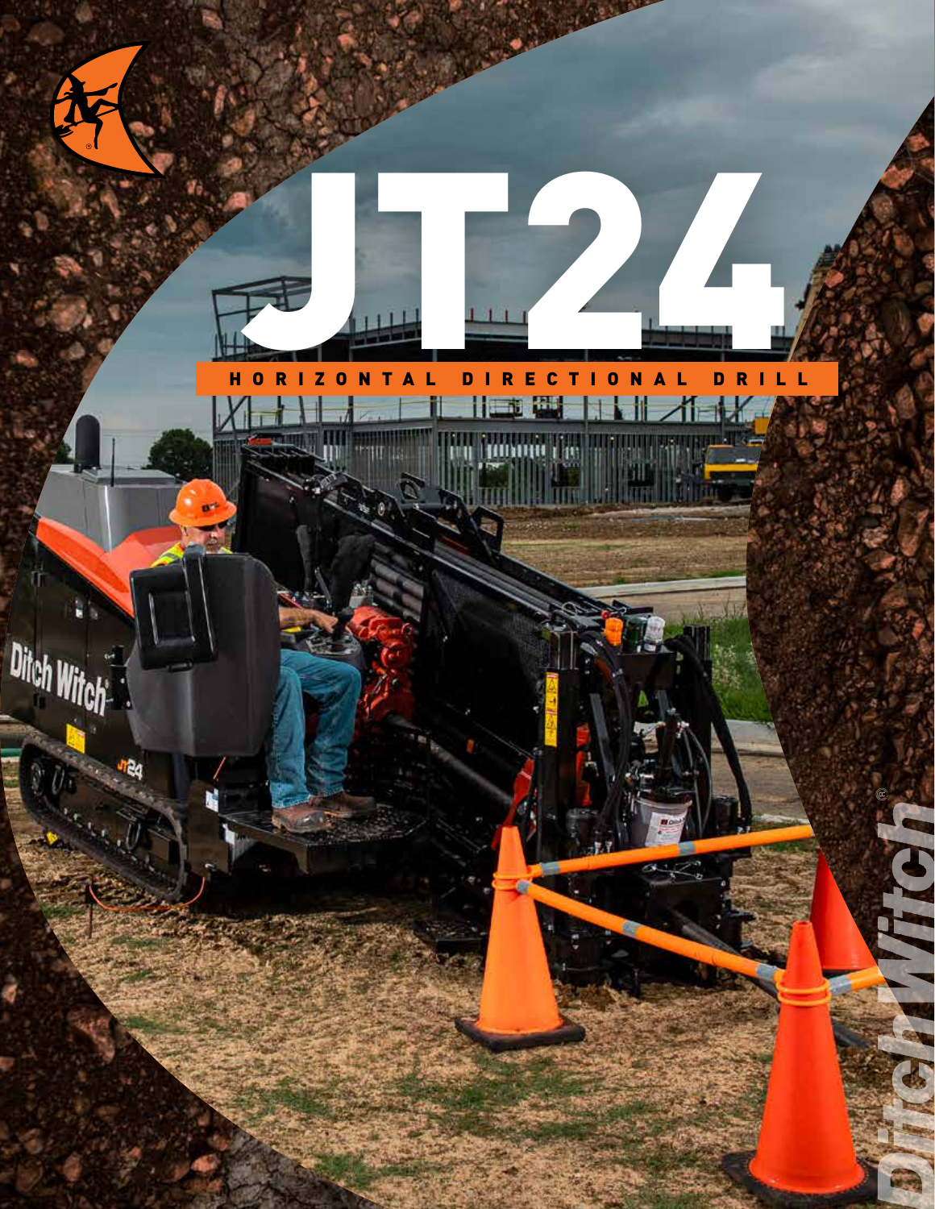# JT24

## HORIZONTAL DIRECTIONAL DRILL

Ditch Witch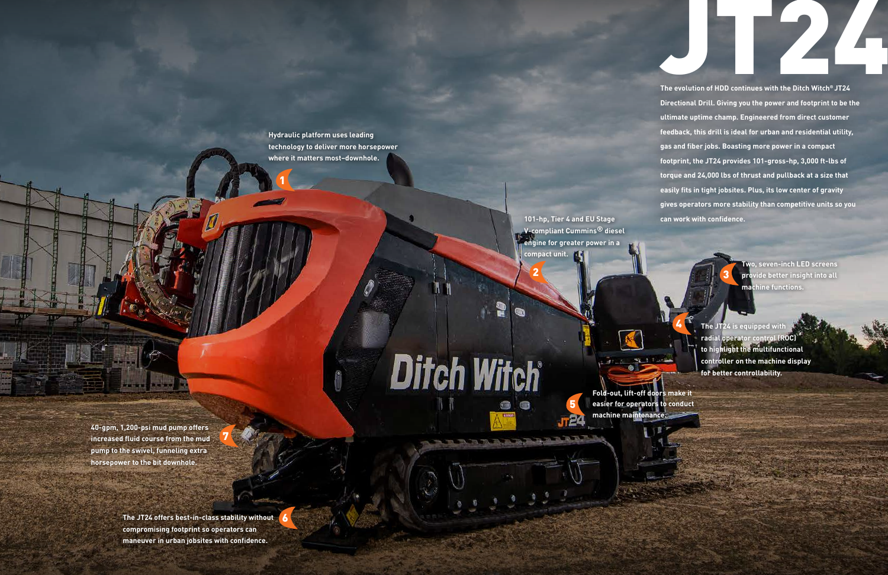# JT24

The evolution of HDD continues with the Ditch Witch® JT24 Directional Drill. Giving you the power and footprint to be the ultimate uptime champ. Engineered from direct customer feedback, this drill is ideal for urban and residential utility, gas and fiber jobs. Boasting more power in a compact footprint, the JT24 provides 101-gross-hp, 3,000 ft-lbs of torque and 24,000 lbs of thrust and pullback at a size that easily fits in tight jobsites. Plus, its low center of gravity gives operators more stability than competitive units so you can work with confidence.

1. Hydraulic platform uses leading technology to deliver more horsepower where it matters most–downhole.

2. 101-hp, Tier 4 and EU Stage V-compliant Cummins® diesel engine for greater power in a compact unit.

3. Two, seven-inch LED screens provide better insight into all machine functions.

4. The JT24 is equipped with radial operator control (ROC) to highlight the multifunctional controller on the machine display for better controllability.

5. Fold-out, lift-off doors make it easier for operators to conduct machine maintenance.

6. The JT24 offers best-in-class stability without compromising footprint so operators can maneuver in urban jobsites with confidence.

7. 40-gpm, 1,200-psi mud pump offers increased fluid course from the mud pump to the swivel, funneling extra horsepower to the bit downhole.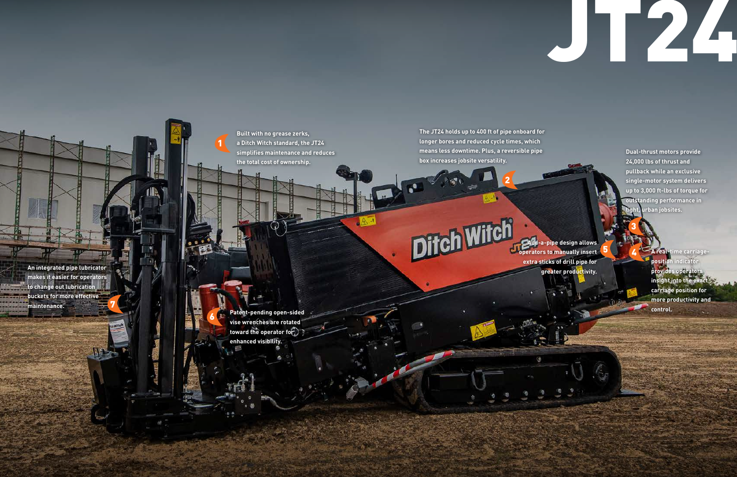# JT24

**1** Built with no grease zerks, a Ditch Witch standard, the JT24 simplifies maintenance and reduces the total cost of ownership.

**2** The JT24 holds up to 400 ft of pipe onboard for longer bores and reduced cycle times, which means less downtime. Plus, a reversible pipe box increases jobsite versatility.

**3** Dual-thrust motors provide 24,000 lbs of thrust and pullback while an exclusive single-motor system delivers up to 3,000 ft-lbs of torque for outstanding performance in tight, urban jobsites.

**4** A real-time carriage-position indicator provides operators insight into the exact carriage position for more productivity and control.

**5** Add-a-pipe design allows operators to manually insert extra sticks of drill pipe for greater productivity.

**6** Patent-pending open-sided vise wrenches are rotated toward the operator for enhanced visibility.

**7** An integrated pipe lubricator makes it easier for operators to change out lubrication buckets for more effective maintenance.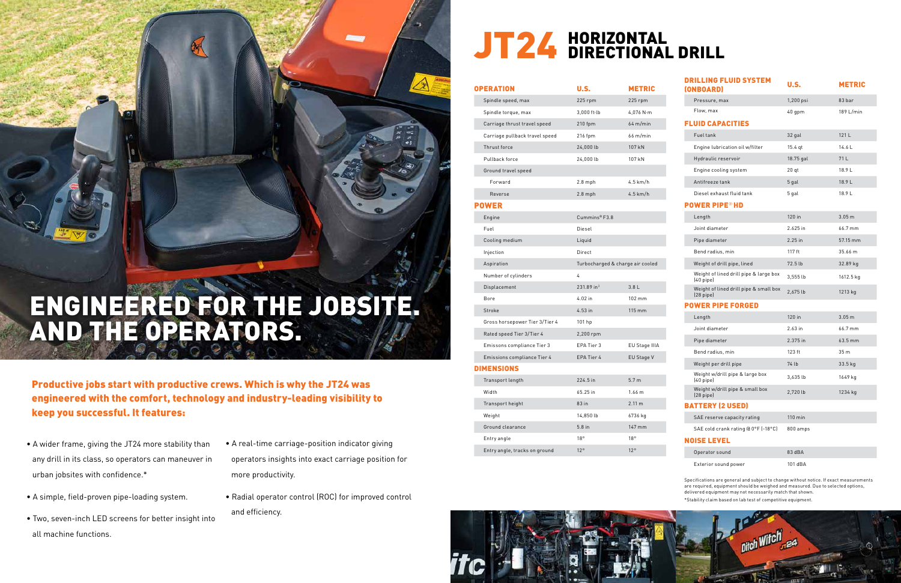# ENGINEERED FOR THE JOBSITE. AND THE OPERATORS.

**Productive jobs start with productive crews. Which is why the JT24 was engineered with the comfort, technology and industry-leading visibility to keep you successful. It features:**

- A wider frame, giving the JT24 more stability than any drill in its class, so operators can maneuver in urban jobsites with confidence.*
- A simple, field-proven pipe-loading system.
- Two, seven-inch LED screens for better insight into all machine functions.
- A real-time carriage-position indicator giving operators insights into exact carriage position for more productivity.
- Radial operator control (ROC) for improved control and efficiency.

# JT24 HORIZONTAL DIRECTIONAL DRILL

| OPERATION | U.S. | METRIC |
|---|---|---|
| Spindle speed, max | 225 rpm | 225 rpm |
| Spindle torque, max | 3,000 ft·lb | 4,076 N·m |
| Carriage thrust travel speed | 210 fpm | 64 m/min |
| Carriage pullback travel speed | 216 fpm | 66 m/min |
| Thrust force | 24,000 lb | 107 kN |
| Pullback force | 24,000 lb | 107 kN |
| Ground travel speed | | |
| Forward | 2.8 mph | 4.5 km/h |
| Reverse | 2.8 mph | 4.5 km/h |
| **POWER** | | |
| Engine | Cummins® F3.8 | |
| Fuel | Diesel | |
| Cooling medium | Liquid | |
| Injection | Direct | |
| Aspiration | Turbocharged & charge air cooled | |
| Number of cylinders | 4 | |
| Displacement | 231.89 in³ | 3.8 L |
| Bore | 4.02 in | 102 mm |
| Stroke | 4.53 in | 115 mm |
| Gross horsepower Tier 3/Tier 4 | 101 hp | |
| Rated speed Tier 3/Tier 4 | 2,200 rpm | |
| Emissons compliance Tier 3 | EPA Tier 3 | EU Stage IIIA |
| Emissions compliance Tier 4 | EPA Tier 4 | EU Stage V |
| **DIMENSIONS** | | |
| Transport length | 224.5 in | 5.7 m |
| Width | 65.25 in | 1.66 m |
| Transport height | 83 in | 2.11 m |
| Weight | 14,850 lb | 6736 kg |
| Ground clearance | 5.8 in | 147 mm |
| Entry angle | 18° | 18° |
| Entry angle, tracks on ground | 12° | 12° |

| DRILLING FLUID SYSTEM (ONBOARD) | U.S. | METRIC |
|---|---|---|
| Pressure, max | 1,200 psi | 83 bar |
| Flow, max | 40 gpm | 189 L/min |
| **FLUID CAPACITIES** | | |
| Fuel tank | 32 gal | 121 L |
| Engine lubrication oil w/filter | 15.4 qt | 14.6 L |
| Hydraulic reservoir | 18.75 gal | 71 L |
| Engine cooling system | 20 qt | 18.9 L |
| Antifreeze tank | 5 gal | 18.9 L |
| Diesel exhaust fluid tank | 5 gal | 18.9 L |
| **POWER PIPE® HD** | | |
| Length | 120 in | 3.05 m |
| Joint diameter | 2.625 in | 66.7 mm |
| Pipe diameter | 2.25 in | 57.15 mm |
| Bend radius, min | 117 ft | 35.66 m |
| Weight of drill pipe, lined | 72.5 lb | 32.89 kg |
| Weight of lined drill pipe & large box (40 pipe) | 3,555 lb | 1612.5 kg |
| Weight of lined drill pipe & small box (28 pipe) | 2,675 lb | 1213 kg |
| **POWER PIPE FORGED** | | |
| Length | 120 in | 3.05 m |
| Joint diameter | 2.63 in | 66.7 mm |
| Pipe diameter | 2.375 in | 63.5 mm |
| Bend radius, min | 123 ft | 35 m |
| Weight per drill pipe | 74 lb | 33.5 kg |
| Weight w/drill pipe & large box (40 pipe) | 3,635 lb | 1649 kg |
| Weight w/drill pipe & small box (28 pipe) | 2,720 lb | 1234 kg |
| **BATTERY (2 USED)** | | |
| SAE reserve capacity rating | 110 min | |
| SAE cold crank rating (@ 0°F (-18°C) | 800 amps | |
| **NOISE LEVEL** | | |
| Operator sound | 83 dBA | |
| Exterior sound power | 101 dBA | |

Specifications are general and subject to change without notice. If exact measurements are required, equipment should be weighed and measured. Due to selected options, delivered equipment may not necessarily match that shown.

*Stability claim based on lab test of competitive equipment.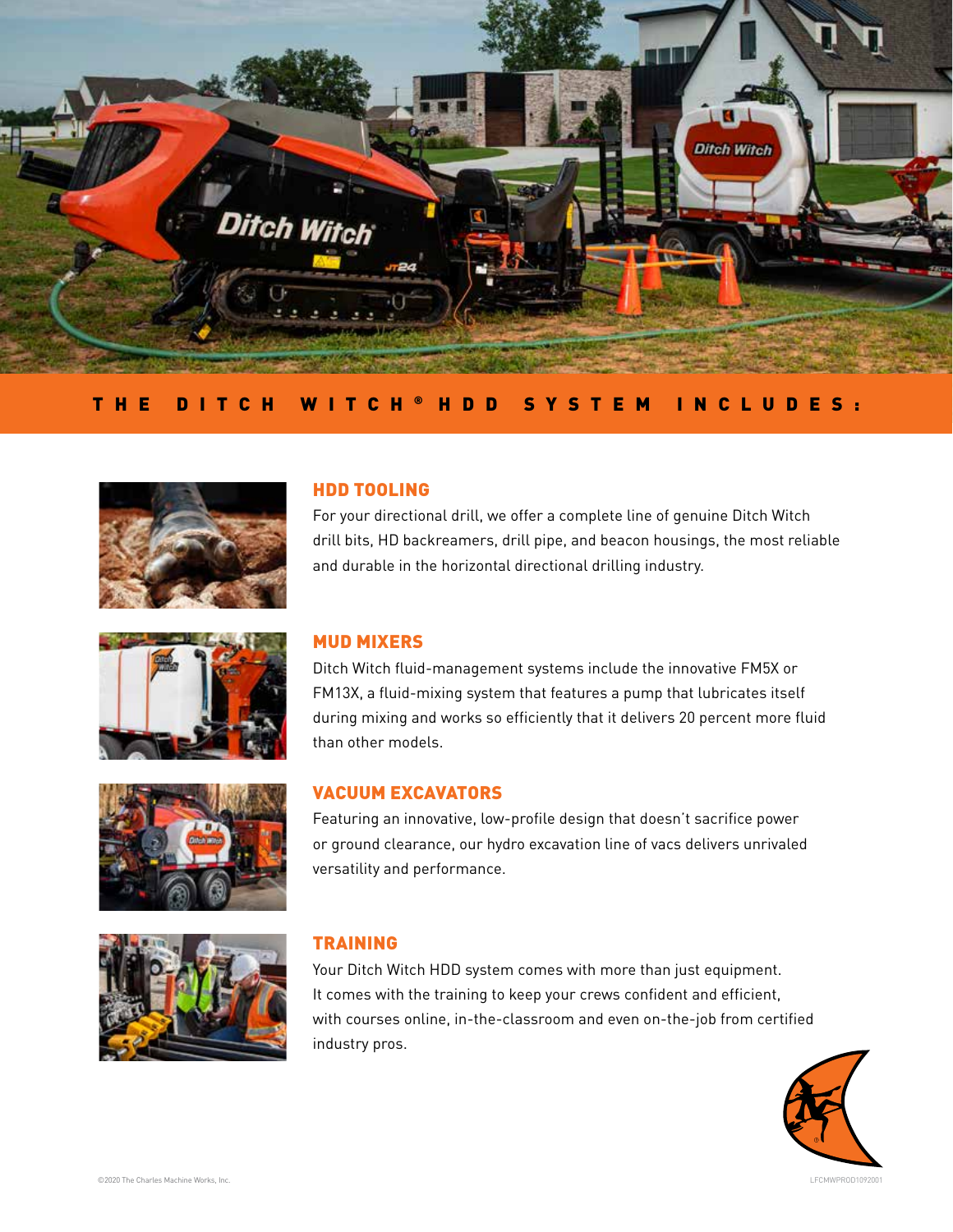## THE DITCH WITCH® HDD SYSTEM INCLUDES:

### HDD TOOLING

For your directional drill, we offer a complete line of genuine Ditch Witch drill bits, HD backreamers, drill pipe, and beacon housings, the most reliable and durable in the horizontal directional drilling industry.

### MUD MIXERS

Ditch Witch fluid-management systems include the innovative FM5X or FM13X, a fluid-mixing system that features a pump that lubricates itself during mixing and works so efficiently that it delivers 20 percent more fluid than other models.

### VACUUM EXCAVATORS

Featuring an innovative, low-profile design that doesn't sacrifice power or ground clearance, our hydro excavation line of vacs delivers unrivaled versatility and performance.

### TRAINING

Your Ditch Witch HDD system comes with more than just equipment. It comes with the training to keep your crews confident and efficient, with courses online, in-the-classroom and even on-the-job from certified industry pros.

©2020 The Charles Machine Works, Inc.

LFCMWPROD1092001